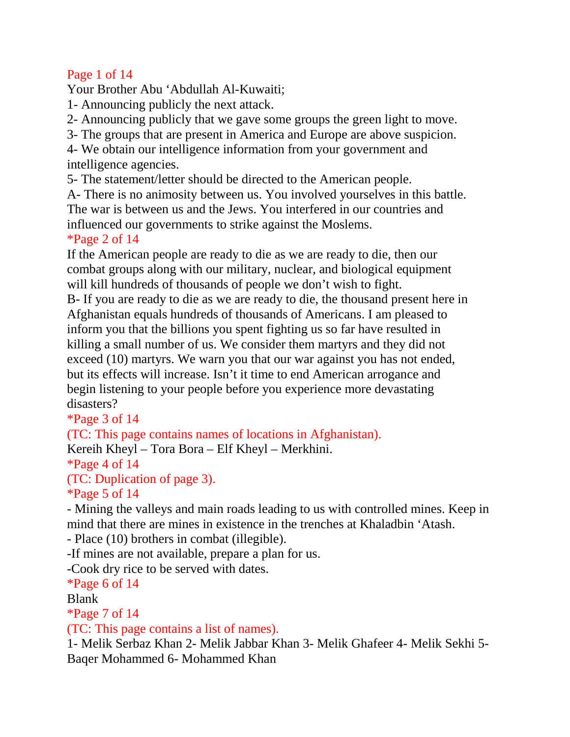Page 1 of 14

Your Brother Abu 'Abdullah Al-Kuwaiti;

1- Announcing publicly the next attack.
2- Announcing publicly that we gave some groups the green light to move.
3- The groups that are present in America and Europe are above suspicion.
4- We obtain our intelligence information from your government and intelligence agencies.
5- The statement/letter should be directed to the American people.

A- There is no animosity between us. You involved yourselves in this battle. The war is between us and the Jews. You interfered in our countries and influenced our governments to strike against the Moslems.

*Page 2 of 14

If the American people are ready to die as we are ready to die, then our combat groups along with our military, nuclear, and biological equipment will kill hundreds of thousands of people we don't wish to fight.

B- If you are ready to die as we are ready to die, the thousand present here in Afghanistan equals hundreds of thousands of Americans. I am pleased to inform you that the billions you spent fighting us so far have resulted in killing a small number of us. We consider them martyrs and they did not exceed (10) martyrs. We warn you that our war against you has not ended, but its effects will increase. Isn't it time to end American arrogance and begin listening to your people before you experience more devastating disasters?

*Page 3 of 14

(TC: This page contains names of locations in Afghanistan).

Kereih Kheyl – Tora Bora – Elf Kheyl – Merkhini.

*Page 4 of 14

(TC: Duplication of page 3).

*Page 5 of 14

- Mining the valleys and main roads leading to us with controlled mines. Keep in mind that there are mines in existence in the trenches at Khaladbin 'Atash.
- Place (10) brothers in combat (illegible).
-If mines are not available, prepare a plan for us.
-Cook dry rice to be served with dates.

*Page 6 of 14

Blank

*Page 7 of 14

(TC: This page contains a list of names).

1- Melik Serbaz Khan 2- Melik Jabbar Khan 3- Melik Ghafeer 4- Melik Sekhi 5- Baqer Mohammed 6- Mohammed Khan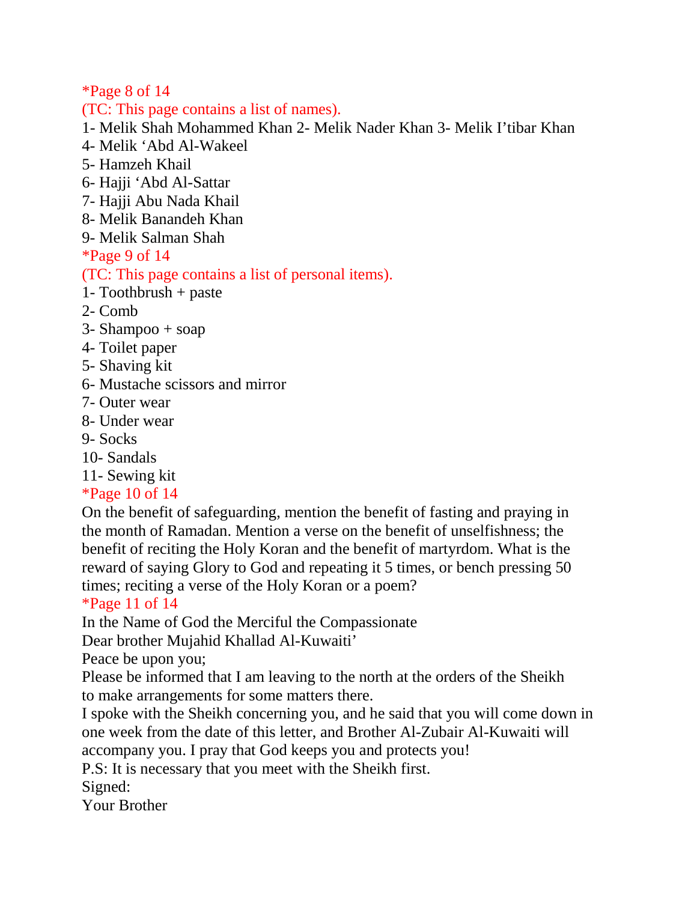*Page 8 of 14

(TC: This page contains a list of names).

1- Melik Shah Mohammed Khan 2- Melik Nader Khan 3- Melik I'tibar Khan

4- Melik 'Abd Al-Wakeel

5- Hamzeh Khail

6- Hajji 'Abd Al-Sattar

7- Hajji Abu Nada Khail

8- Melik Banandeh Khan

9- Melik Salman Shah

*Page 9 of 14

(TC: This page contains a list of personal items).

1- Toothbrush + paste

2- Comb

3- Shampoo + soap

4- Toilet paper

5- Shaving kit

6- Mustache scissors and mirror

7- Outer wear

8- Under wear

9- Socks

10- Sandals

11- Sewing kit

*Page 10 of 14

On the benefit of safeguarding, mention the benefit of fasting and praying in the month of Ramadan. Mention a verse on the benefit of unselfishness; the benefit of reciting the Holy Koran and the benefit of martyrdom. What is the reward of saying Glory to God and repeating it 5 times, or bench pressing 50 times; reciting a verse of the Holy Koran or a poem?

*Page 11 of 14

In the Name of God the Merciful the Compassionate

Dear brother Mujahid Khallad Al-Kuwaiti'

Peace be upon you;

Please be informed that I am leaving to the north at the orders of the Sheikh to make arrangements for some matters there.

I spoke with the Sheikh concerning you, and he said that you will come down in one week from the date of this letter, and Brother Al-Zubair Al-Kuwaiti will accompany you. I pray that God keeps you and protects you!

P.S: It is necessary that you meet with the Sheikh first.

Signed:

Your Brother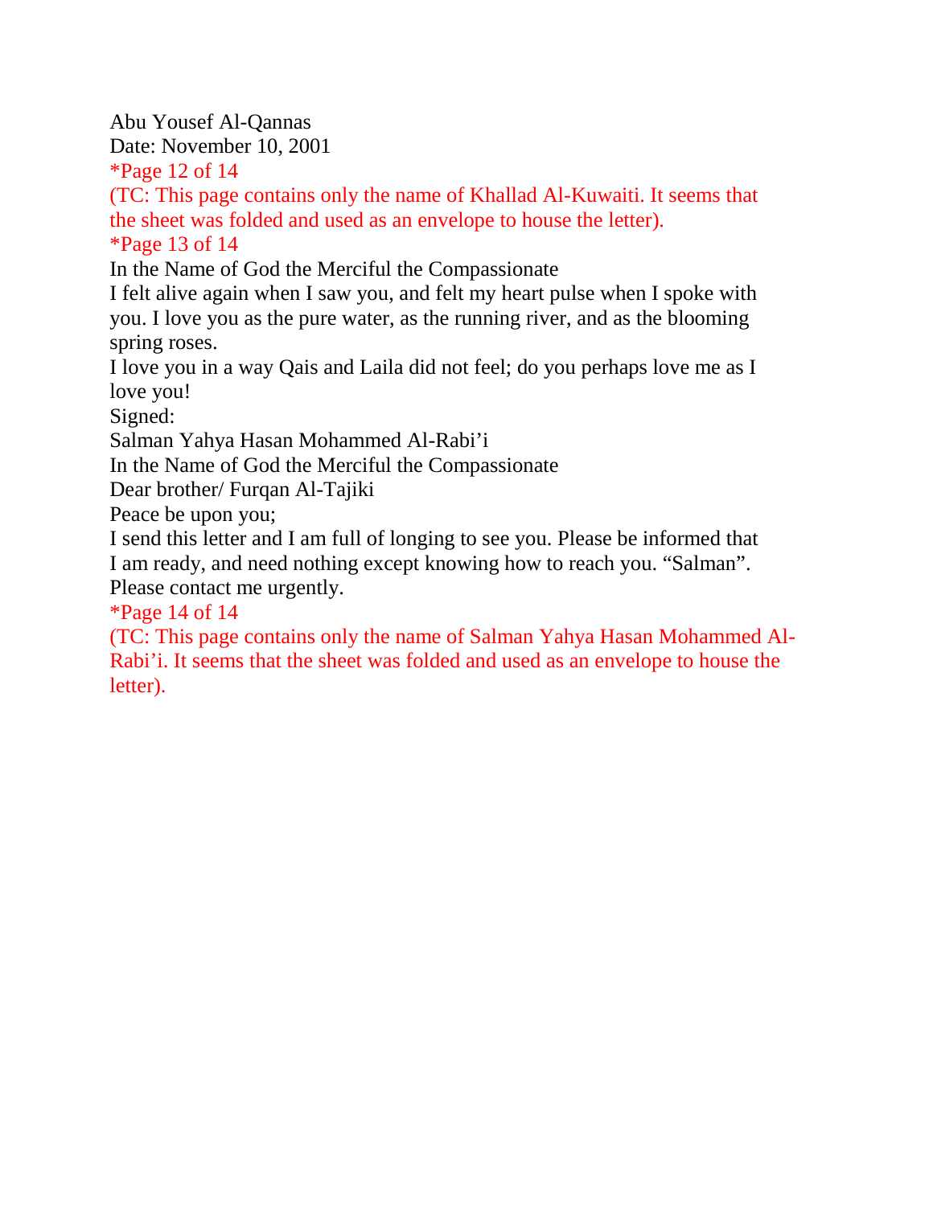Abu Yousef Al-Qannas
Date: November 10, 2001

*Page 12 of 14

(TC: This page contains only the name of Khallad Al-Kuwaiti. It seems that the sheet was folded and used as an envelope to house the letter).

*Page 13 of 14

In the Name of God the Merciful the Compassionate

I felt alive again when I saw you, and felt my heart pulse when I spoke with you. I love you as the pure water, as the running river, and as the blooming spring roses.

I love you in a way Qais and Laila did not feel; do you perhaps love me as I love you!

Signed:
Salman Yahya Hasan Mohammed Al-Rabi'i

In the Name of God the Merciful the Compassionate

Dear brother/ Furqan Al-Tajiki

Peace be upon you;

I send this letter and I am full of longing to see you. Please be informed that I am ready, and need nothing except knowing how to reach you. "Salman". Please contact me urgently.

*Page 14 of 14

(TC: This page contains only the name of Salman Yahya Hasan Mohammed Al-Rabi'i. It seems that the sheet was folded and used as an envelope to house the letter).